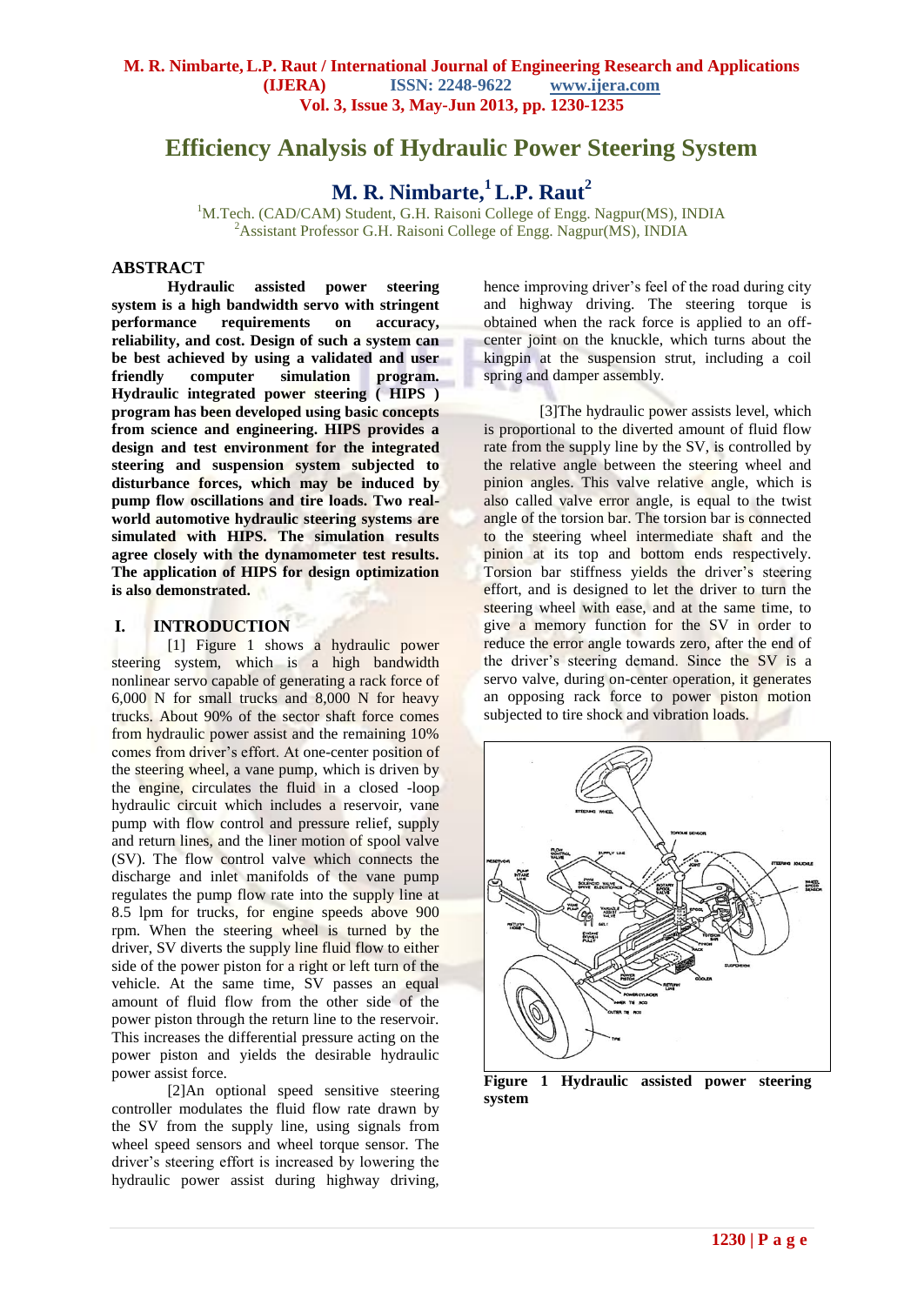# Efficiency Analysis of Hydraulic Power Steering System

## M. R. Nimbarte,[1] L.P. Raut[2]

[1]M.Tech. (CAD/CAM) Student, G.H. Raisoni College of Engg. Nagpur(MS), INDIA
[2]Assistant Professor G.H. Raisoni College of Engg. Nagpur(MS), INDIA

## ABSTRACT

**Hydraulic assisted power steering system is a high bandwidth servo with stringent performance requirements on accuracy, reliability, and cost. Design of such a system can be best achieved by using a validated and user friendly computer simulation program. Hydraulic integrated power steering ( HIPS ) program has been developed using basic concepts from science and engineering. HIPS provides a design and test environment for the integrated steering and suspension system subjected to disturbance forces, which may be induced by pump flow oscillations and tire loads. Two real-world automotive hydraulic steering systems are simulated with HIPS. The simulation results agree closely with the dynamometer test results. The application of HIPS for design optimization is also demonstrated.**

## I. INTRODUCTION

[1] Figure 1 shows a hydraulic power steering system, which is a high bandwidth nonlinear servo capable of generating a rack force of 6,000 N for small trucks and 8,000 N for heavy trucks. About 90% of the sector shaft force comes from hydraulic power assist and the remaining 10% comes from driver's effort. At one-center position of the steering wheel, a vane pump, which is driven by the engine, circulates the fluid in a closed -loop hydraulic circuit which includes a reservoir, vane pump with flow control and pressure relief, supply and return lines, and the liner motion of spool valve (SV). The flow control valve which connects the discharge and inlet manifolds of the vane pump regulates the pump flow rate into the supply line at 8.5 lpm for trucks, for engine speeds above 900 rpm. When the steering wheel is turned by the driver, SV diverts the supply line fluid flow to either side of the power piston for a right or left turn of the vehicle. At the same time, SV passes an equal amount of fluid flow from the other side of the power piston through the return line to the reservoir. This increases the differential pressure acting on the power piston and yields the desirable hydraulic power assist force.

[2]An optional speed sensitive steering controller modulates the fluid flow rate drawn by the SV from the supply line, using signals from wheel speed sensors and wheel torque sensor. The driver's steering effort is increased by lowering the hydraulic power assist during highway driving, hence improving driver's feel of the road during city and highway driving. The steering torque is obtained when the rack force is applied to an off-center joint on the knuckle, which turns about the kingpin at the suspension strut, including a coil spring and damper assembly.

[3]The hydraulic power assists level, which is proportional to the diverted amount of fluid flow rate from the supply line by the SV, is controlled by the relative angle between the steering wheel and pinion angles. This valve relative angle, which is also called valve error angle, is equal to the twist angle of the torsion bar. The torsion bar is connected to the steering wheel intermediate shaft and the pinion at its top and bottom ends respectively. Torsion bar stiffness yields the driver's steering effort, and is designed to let the driver to turn the steering wheel with ease, and at the same time, to give a memory function for the SV in order to reduce the error angle towards zero, after the end of the driver's steering demand. Since the SV is a servo valve, during on-center operation, it generates an opposing rack force to power piston motion subjected to tire shock and vibration loads.

**Figure 1 Hydraulic assisted power steering system**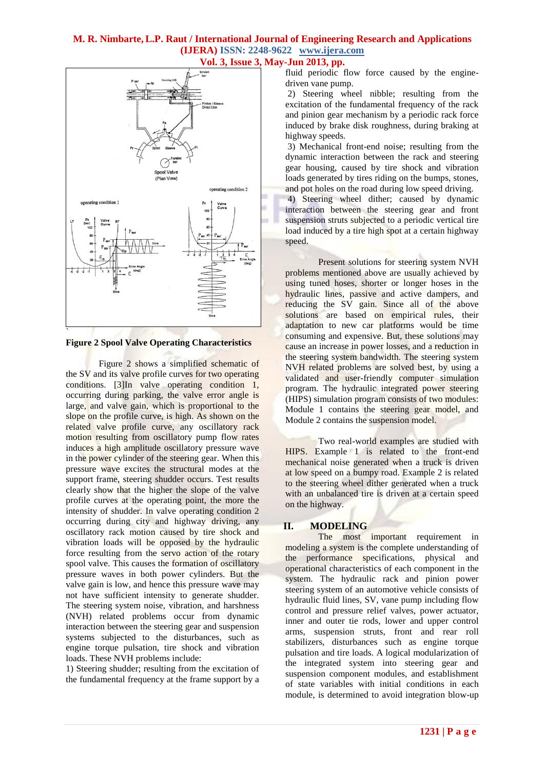**Figure 2 Spool Valve Operating Characteristics**

Figure 2 shows a simplified schematic of the SV and its valve profile curves for two operating conditions. [3]In valve operating condition 1, occurring during parking, the valve error angle is large, and valve gain, which is proportional to the slope on the profile curve, is high. As shown on the related valve profile curve, any oscillatory rack motion resulting from oscillatory pump flow rates induces a high amplitude oscillatory pressure wave in the power cylinder of the steering gear. When this pressure wave excites the structural modes at the support frame, steering shudder occurs. Test results clearly show that the higher the slope of the valve profile curves at the operating point, the more the intensity of shudder. In valve operating condition 2 occurring during city and highway driving, any oscillatory rack motion caused by tire shock and vibration loads will be opposed by the hydraulic force resulting from the servo action of the rotary spool valve. This causes the formation of oscillatory pressure waves in both power cylinders. But the valve gain is low, and hence this pressure wave may not have sufficient intensity to generate shudder. The steering system noise, vibration, and harshness (NVH) related problems occur from dynamic interaction between the steering gear and suspension systems subjected to the disturbances, such as engine torque pulsation, tire shock and vibration loads. These NVH problems include:

1) Steering shudder; resulting from the excitation of the fundamental frequency at the frame support by a fluid periodic flow force caused by the engine-driven vane pump.

2) Steering wheel nibble; resulting from the excitation of the fundamental frequency of the rack and pinion gear mechanism by a periodic rack force induced by brake disk roughness, during braking at highway speeds.

3) Mechanical front-end noise; resulting from the dynamic interaction between the rack and steering gear housing, caused by tire shock and vibration loads generated by tires riding on the bumps, stones, and pot holes on the road during low speed driving.

4) Steering wheel dither; caused by dynamic interaction between the steering gear and front suspension struts subjected to a periodic vertical tire load induced by a tire high spot at a certain highway speed.

Present solutions for steering system NVH problems mentioned above are usually achieved by using tuned hoses, shorter or longer hoses in the hydraulic lines, passive and active dampers, and reducing the SV gain. Since all of the above solutions are based on empirical rules, their adaptation to new car platforms would be time consuming and expensive. But, these solutions may cause an increase in power losses, and a reduction in the steering system bandwidth. The steering system NVH related problems are solved best, by using a validated and user-friendly computer simulation program. The hydraulic integrated power steering (HIPS) simulation program consists of two modules: Module 1 contains the steering gear model, and Module 2 contains the suspension model.

Two real-world examples are studied with HIPS. Example 1 is related to the front-end mechanical noise generated when a truck is driven at low speed on a bumpy road. Example 2 is related to the steering wheel dither generated when a truck with an unbalanced tire is driven at a certain speed on the highway.

## II. MODELING

The most important requirement in modeling a system is the complete understanding of the performance specifications, physical and operational characteristics of each component in the system. The hydraulic rack and pinion power steering system of an automotive vehicle consists of hydraulic fluid lines, SV, vane pump including flow control and pressure relief valves, power actuator, inner and outer tie rods, lower and upper control arms, suspension struts, front and rear roll stabilizers, disturbances such as engine torque pulsation and tire loads. A logical modularization of the integrated system into steering gear and suspension component modules, and establishment of state variables with initial conditions in each module, is determined to avoid integration blow-up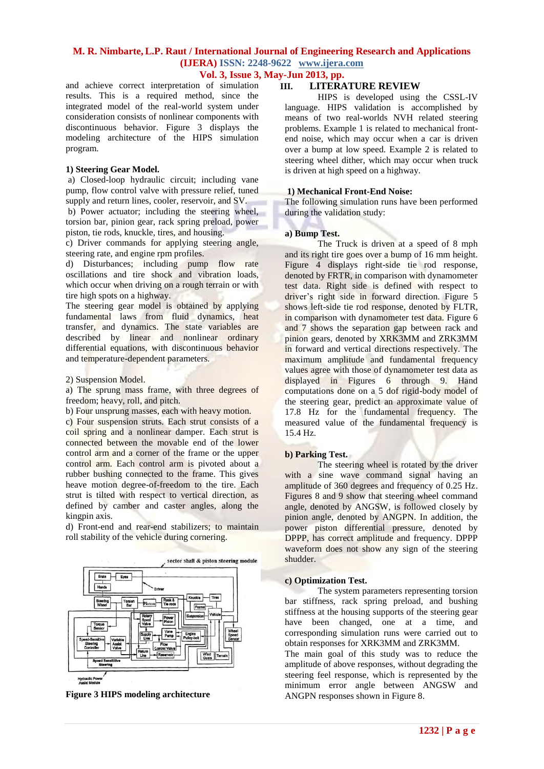and achieve correct interpretation of simulation results. This is a required method, since the integrated model of the real-world system under consideration consists of nonlinear components with discontinuous behavior. Figure 3 displays the modeling architecture of the HIPS simulation program.

**1) Steering Gear Model.**

a) Closed-loop hydraulic circuit; including vane pump, flow control valve with pressure relief, tuned supply and return lines, cooler, reservoir, and SV.

b) Power actuator; including the steering wheel, torsion bar, pinion gear, rack spring preload, power piston, tie rods, knuckle, tires, and housing.

c) Driver commands for applying steering angle, steering rate, and engine rpm profiles.

d) Disturbances; including pump flow rate oscillations and tire shock and vibration loads, which occur when driving on a rough terrain or with tire high spots on a highway.

The steering gear model is obtained by applying fundamental laws from fluid dynamics, heat transfer, and dynamics. The state variables are described by linear and nonlinear ordinary differential equations, with discontinuous behavior and temperature-dependent parameters.

2) Suspension Model.

a) The sprung mass frame, with three degrees of freedom; heavy, roll, and pitch.

b) Four unsprung masses, each with heavy motion.

c) Four suspension struts. Each strut consists of a coil spring and a nonlinear damper. Each strut is connected between the movable end of the lower control arm and a corner of the frame or the upper control arm. Each control arm is pivoted about a rubber bushing connected to the frame. This gives heave motion degree-of-freedom to the tire. Each strut is tilted with respect to vertical direction, as defined by camber and caster angles, along the kingpin axis.

d) Front-end and rear-end stabilizers; to maintain roll stability of the vehicle during cornering.

**Figure 3 HIPS modeling architecture**

## III. LITERATURE REVIEW

HIPS is developed using the CSSL-IV language. HIPS validation is accomplished by means of two real-worlds NVH related steering problems. Example 1 is related to mechanical front-end noise, which may occur when a car is driven over a bump at low speed. Example 2 is related to steering wheel dither, which may occur when truck is driven at high speed on a highway.

**1) Mechanical Front-End Noise:**

The following simulation runs have been performed during the validation study:

**a) Bump Test.**

The Truck is driven at a speed of 8 mph and its right tire goes over a bump of 16 mm height. Figure 4 displays right-side tie rod response, denoted by FRTR, in comparison with dynamometer test data. Right side is defined with respect to driver's right side in forward direction. Figure 5 shows left-side tie rod response, denoted by FLTR, in comparison with dynamometer test data. Figure 6 and 7 shows the separation gap between rack and pinion gears, denoted by XRK3MM and ZRK3MM in forward and vertical directions respectively. The maximum amplitude and fundamental frequency values agree with those of dynamometer test data as displayed in Figures 6 through 9. Hand computations done on a 5 dof rigid-body model of the steering gear, predict an approximate value of 17.8 Hz for the fundamental frequency. The measured value of the fundamental frequency is 15.4 Hz.

**b) Parking Test.**

The steering wheel is rotated by the driver with a sine wave command signal having an amplitude of 360 degrees and frequency of 0.25 Hz. Figures 8 and 9 show that steering wheel command angle, denoted by ANGSW, is followed closely by pinion angle, denoted by ANGPN. In addition, the power piston differential pressure, denoted by DPPP, has correct amplitude and frequency. DPPP waveform does not show any sign of the steering shudder.

**c) Optimization Test.**

The system parameters representing torsion bar stiffness, rack spring preload, and bushing stiffness at the housing supports of the steering gear have been changed, one at a time, and corresponding simulation runs were carried out to obtain responses for XRK3MM and ZRK3MM.

The main goal of this study was to reduce the amplitude of above responses, without degrading the steering feel response, which is represented by the minimum error angle between ANGSW and ANGPN responses shown in Figure 8.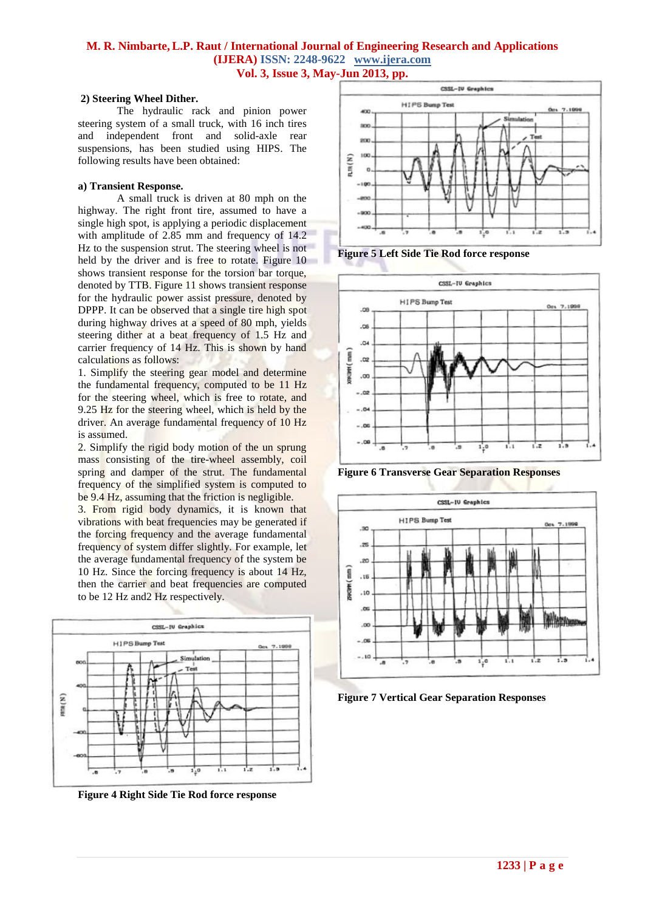**2) Steering Wheel Dither.**

The hydraulic rack and pinion power steering system of a small truck, with 16 inch tires and independent front and solid-axle rear suspensions, has been studied using HIPS. The following results have been obtained:

**a) Transient Response.**

A small truck is driven at 80 mph on the highway. The right front tire, assumed to have a single high spot, is applying a periodic displacement with amplitude of 2.85 mm and frequency of 14.2 Hz to the suspension strut. The steering wheel is not held by the driver and is free to rotate. Figure 10 shows transient response for the torsion bar torque, denoted by TTB. Figure 11 shows transient response for the hydraulic power assist pressure, denoted by DPPP. It can be observed that a single tire high spot during highway drives at a speed of 80 mph, yields steering dither at a beat frequency of 1.5 Hz and carrier frequency of 14 Hz. This is shown by hand calculations as follows:

1. Simplify the steering gear model and determine the fundamental frequency, computed to be 11 Hz for the steering wheel, which is free to rotate, and 9.25 Hz for the steering wheel, which is held by the driver. An average fundamental frequency of 10 Hz is assumed.
2. Simplify the rigid body motion of the un sprung mass consisting of the tire-wheel assembly, coil spring and damper of the strut. The fundamental frequency of the simplified system is computed to be 9.4 Hz, assuming that the friction is negligible.
3. From rigid body dynamics, it is known that vibrations with beat frequencies may be generated if the forcing frequency and the average fundamental frequency of system differ slightly. For example, let the average fundamental frequency of the system be 10 Hz. Since the forcing frequency is about 14 Hz, then the carrier and beat frequencies are computed to be 12 Hz and2 Hz respectively.

**Figure 4 Right Side Tie Rod force response**

**Figure 5 Left Side Tie Rod force response**

**Figure 6 Transverse Gear Separation Responses**

**Figure 7 Vertical Gear Separation Responses**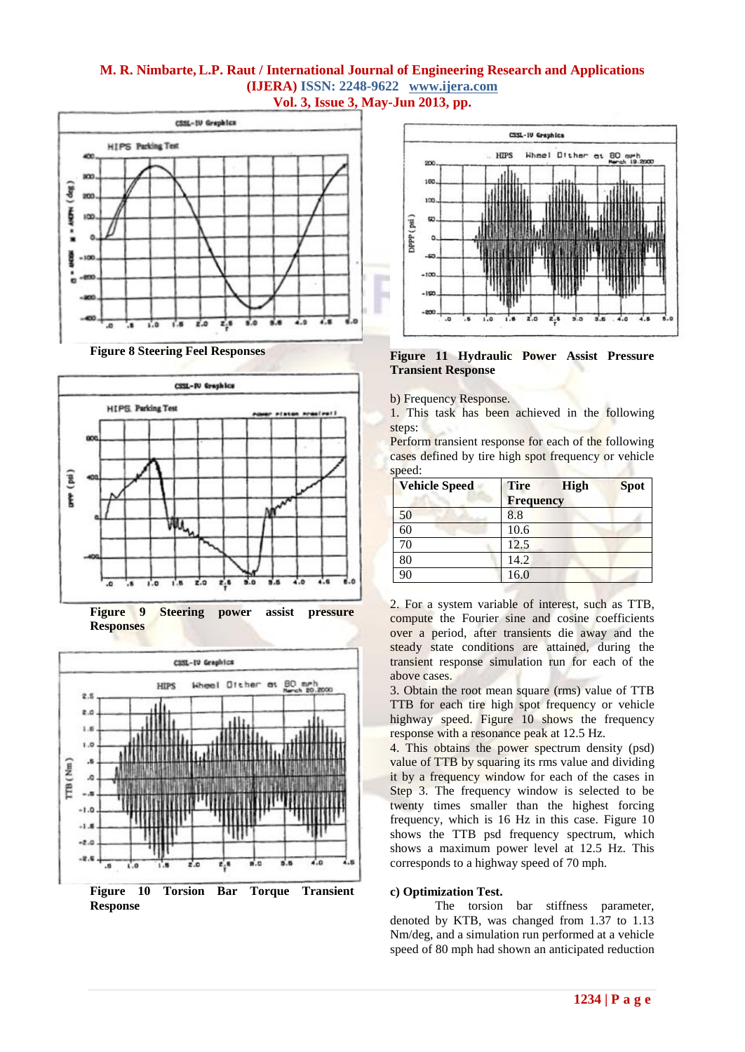Figure 8 Steering Feel Responses

Figure 9 Steering power assist pressure Responses

Figure 10 Torsion Bar Torque Transient Response

Figure 11 Hydraulic Power Assist Pressure Transient Response

b) Frequency Response.

1. This task has been achieved in the following steps:

Perform transient response for each of the following cases defined by tire high spot frequency or vehicle speed:

| Vehicle Speed | Tire High Spot Frequency |
|---|---|
| 50 | 8.8 |
| 60 | 10.6 |
| 70 | 12.5 |
| 80 | 14.2 |
| 90 | 16.0 |

2. For a system variable of interest, such as TTB, compute the Fourier sine and cosine coefficients over a period, after transients die away and the steady state conditions are attained, during the transient response simulation run for each of the above cases.

3. Obtain the root mean square (rms) value of TTB TTB for each tire high spot frequency or vehicle highway speed. Figure 10 shows the frequency response with a resonance peak at 12.5 Hz.

4. This obtains the power spectrum density (psd) value of TTB by squaring its rms value and dividing it by a frequency window for each of the cases in Step 3. The frequency window is selected to be twenty times smaller than the highest forcing frequency, which is 16 Hz in this case. Figure 10 shows the TTB psd frequency spectrum, which shows a maximum power level at 12.5 Hz. This corresponds to a highway speed of 70 mph.

**c) Optimization Test.**

The torsion bar stiffness parameter, denoted by KTB, was changed from 1.37 to 1.13 Nm/deg, and a simulation run performed at a vehicle speed of 80 mph had shown an anticipated reduction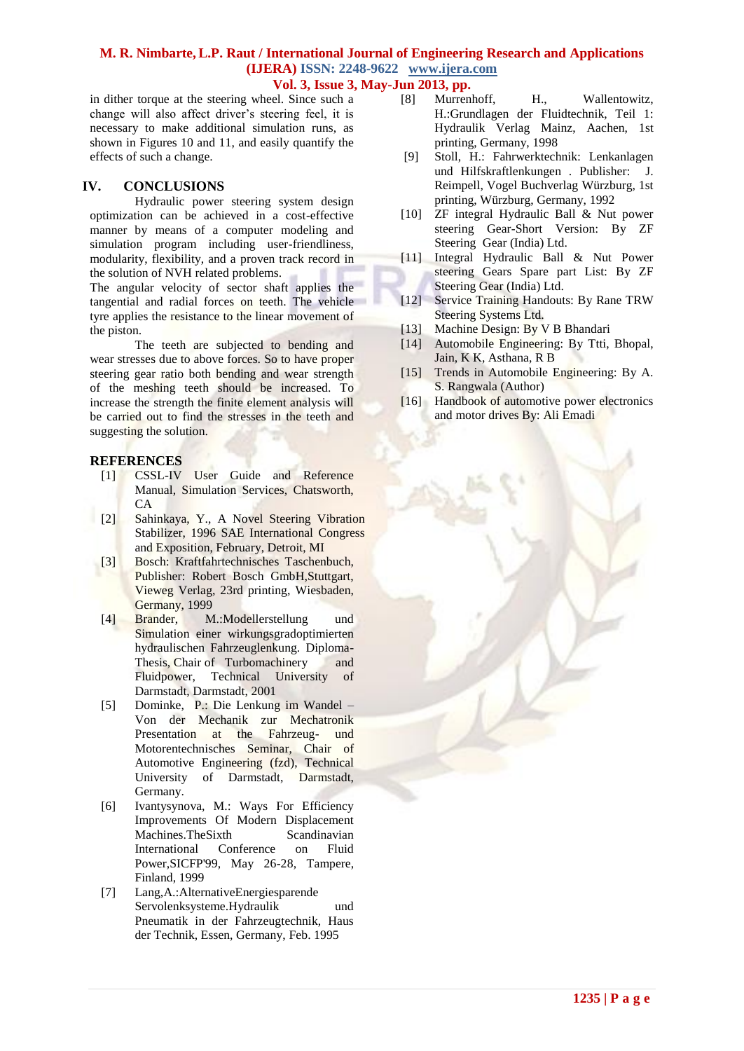in dither torque at the steering wheel. Since such a change will also affect driver's steering feel, it is necessary to make additional simulation runs, as shown in Figures 10 and 11, and easily quantify the effects of such a change.

## IV. CONCLUSIONS

Hydraulic power steering system design optimization can be achieved in a cost-effective manner by means of a computer modeling and simulation program including user-friendliness, modularity, flexibility, and a proven track record in the solution of NVH related problems.

The angular velocity of sector shaft applies the tangential and radial forces on teeth. The vehicle tyre applies the resistance to the linear movement of the piston.

The teeth are subjected to bending and wear stresses due to above forces. So to have proper steering gear ratio both bending and wear strength of the meshing teeth should be increased. To increase the strength the finite element analysis will be carried out to find the stresses in the teeth and suggesting the solution.

## REFERENCES

[1] CSSL-IV User Guide and Reference Manual, Simulation Services, Chatsworth, CA

[2] Sahinkaya, Y., A Novel Steering Vibration Stabilizer, 1996 SAE International Congress and Exposition, February, Detroit, MI

[3] Bosch: Kraftfahrtechnisches Taschenbuch, Publisher: Robert Bosch GmbH,Stuttgart, Vieweg Verlag, 23rd printing, Wiesbaden, Germany, 1999

[4] Brander, M.:Modellerstellung und Simulation einer wirkungsgradoptimierten hydraulischen Fahrzeuglenkung. Diploma-Thesis, Chair of Turbomachinery and Fluidpower, Technical University of Darmstadt, Darmstadt, 2001

[5] Dominke, P.: Die Lenkung im Wandel – Von der Mechanik zur Mechatronik Presentation at the Fahrzeug- und Motorentechnisches Seminar, Chair of Automotive Engineering (fzd), Technical University of Darmstadt, Darmstadt, Germany.

[6] Ivantysynova, M.: Ways For Efficiency Improvements Of Modern Displacement Machines.TheSixth Scandinavian International Conference on Fluid Power,SICFP'99, May 26-28, Tampere, Finland, 1999

[7] Lang,A.:AlternativeEnergiesparende Servolenksysteme.Hydraulik und Pneumatik in der Fahrzeugtechnik, Haus der Technik, Essen, Germany, Feb. 1995

[8] Murrenhoff, H., Wallentowitz, H.:Grundlagen der Fluidtechnik, Teil 1: Hydraulik Verlag Mainz, Aachen, 1st printing, Germany, 1998

[9] Stoll, H.: Fahrwerktechnik: Lenkanlagen und Hilfskraftlenkungen . Publisher: J. Reimpell, Vogel Buchverlag Würzburg, 1st printing, Würzburg, Germany, 1992

[10] ZF integral Hydraulic Ball & Nut power steering Gear-Short Version: By ZF Steering Gear (India) Ltd.

[11] Integral Hydraulic Ball & Nut Power steering Gears Spare part List: By ZF Steering Gear (India) Ltd.

[12] Service Training Handouts: By Rane TRW Steering Systems Ltd.

[13] Machine Design: By V B Bhandari

[14] Automobile Engineering: By Ttti, Bhopal, Jain, K K, Asthana, R B

[15] Trends in Automobile Engineering: By A. S. Rangwala (Author)

[16] Handbook of automotive power electronics and motor drives By: Ali Emadi